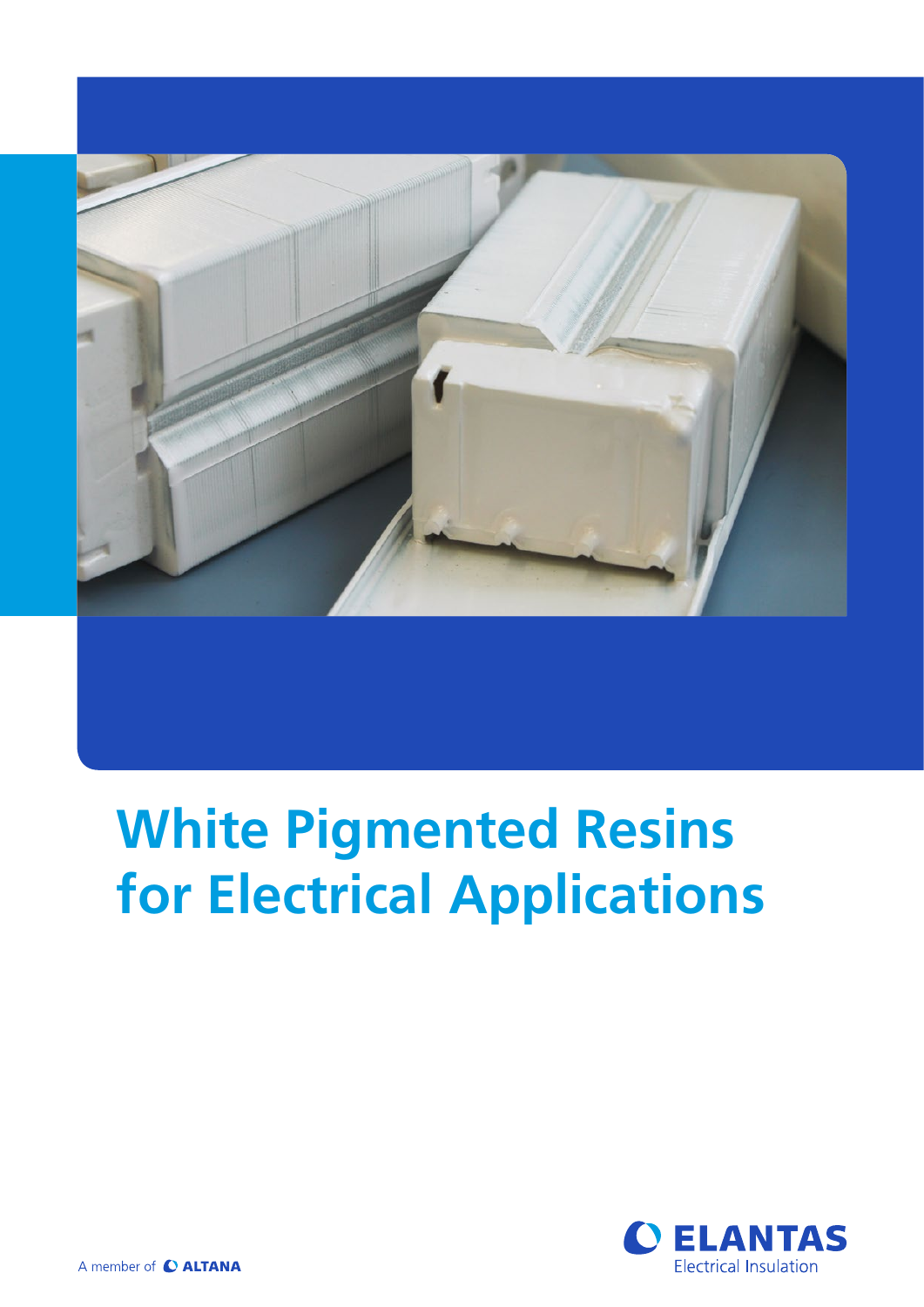# White Pigmented Resins for Electrical Applications

ELANTAS Electrical Insulation

A member of ALTANA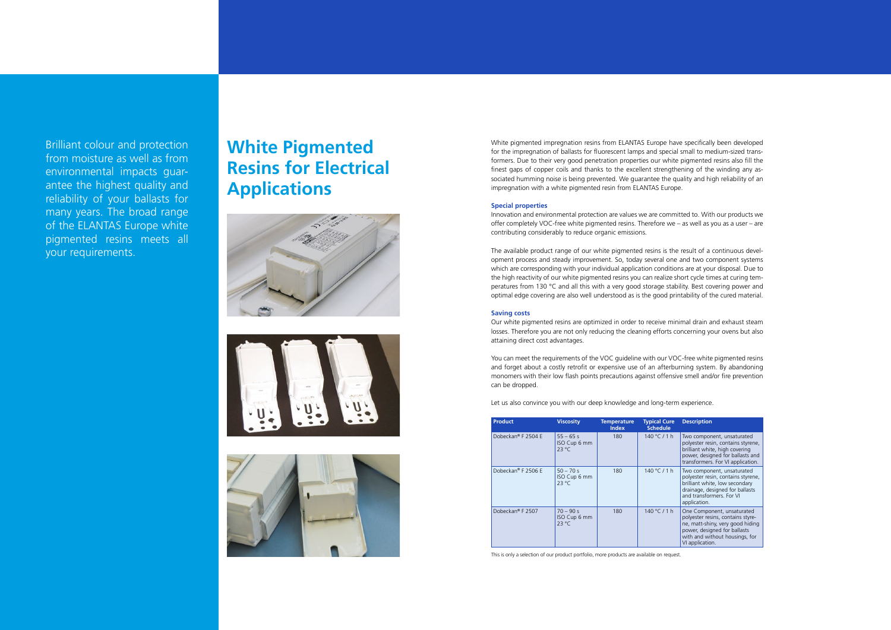Brilliant colour and protection from moisture as well as from environmental impacts guarantee the highest quality and reliability of your ballasts for many years. The broad range of the ELANTAS Europe white pigmented resins meets all your requirements.

# White Pigmented Resins for Electrical Applications

White pigmented impregnation resins from ELANTAS Europe have specifically been developed for the impregnation of ballasts for fluorescent lamps and special small to medium-sized transformers. Due to their very good penetration properties our white pigmented resins also fill the finest gaps of copper coils and thanks to the excellent strengthening of the winding any associated humming noise is being prevented. We guarantee the quality and high reliability of an impregnation with a white pigmented resin from ELANTAS Europe.

### Special properties

Innovation and environmental protection are values we are committed to. With our products we offer completely VOC-free white pigmented resins. Therefore we – as well as you as a user – are contributing considerably to reduce organic emissions.

The available product range of our white pigmented resins is the result of a continuous development process and steady improvement. So, today several one and two component systems which are corresponding with your individual application conditions are at your disposal. Due to the high reactivity of our white pigmented resins you can realize short cycle times at curing temperatures from 130 °C and all this with a very good storage stability. Best covering power and optimal edge covering are also well understood as is the good printability of the cured material.

### Saving costs

Our white pigmented resins are optimized in order to receive minimal drain and exhaust steam losses. Therefore you are not only reducing the cleaning efforts concerning your ovens but also attaining direct cost advantages.

You can meet the requirements of the VOC guideline with our VOC-free white pigmented resins and forget about a costly retrofit or expensive use of an afterburning system. By abandoning monomers with their low flash points precautions against offensive smell and/or fire prevention can be dropped.

Let us also convince you with our deep knowledge and long-term experience.

| Product | Viscosity | Temperature Index | Typical Cure Schedule | Description |
|---|---|---|---|---|
| Dobeckan® F 2504 E | 55 – 65 s ISO Cup 6 mm 23 °C | 180 | 140 °C / 1 h | Two component, unsaturated polyester resin, contains styrene, brilliant white, high covering power, designed for ballasts and transformers. For VI application. |
| Dobeckan® F 2506 E | 50 – 70 s ISO Cup 6 mm 23 °C | 180 | 140 °C / 1 h | Two component, unsaturated polyester resin, contains styrene, brilliant white, low secondary drainage, designed for ballasts and transformers. For VI application. |
| Dobeckan® F 2507 | 70 – 90 s ISO Cup 6 mm 23 °C | 180 | 140 °C / 1 h | One Component, unsaturated polyester resins, contains styrene, matt-shiny, very good hiding power, designed for ballasts with and without housings, for VI application. |

This is only a selection of our product portfolio, more products are available on request.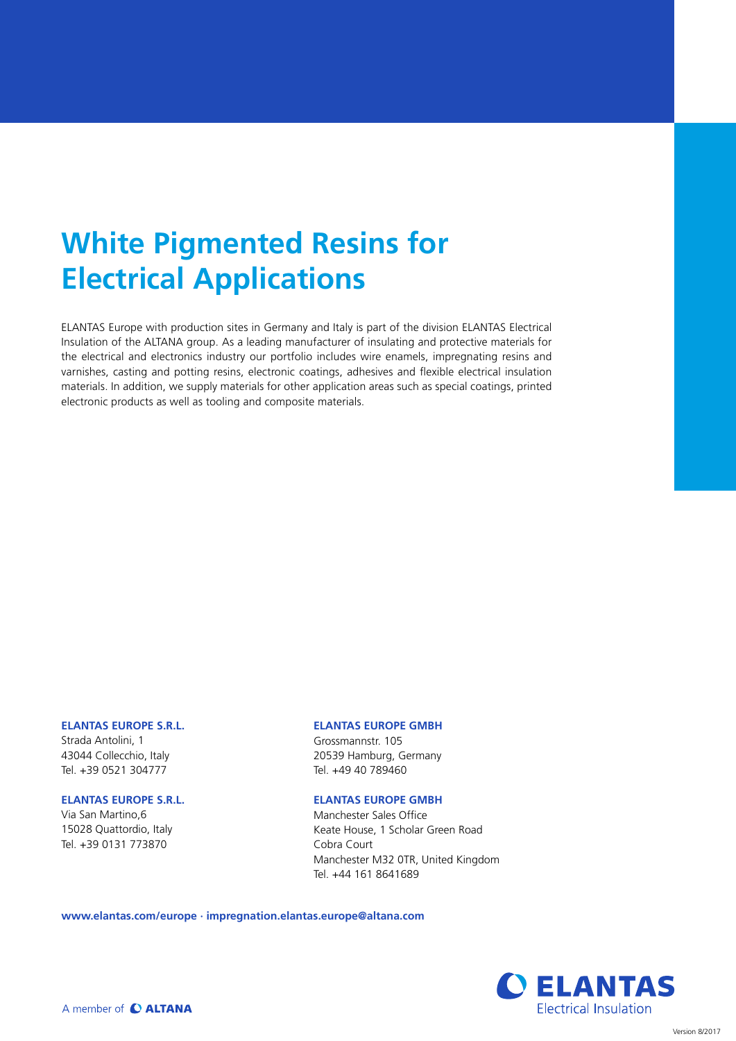# White Pigmented Resins for Electrical Applications

ELANTAS Europe with production sites in Germany and Italy is part of the division ELANTAS Electrical Insulation of the ALTANA group. As a leading manufacturer of insulating and protective materials for the electrical and electronics industry our portfolio includes wire enamels, impregnating resins and varnishes, casting and potting resins, electronic coatings, adhesives and flexible electrical insulation materials. In addition, we supply materials for other application areas such as special coatings, printed electronic products as well as tooling and composite materials.

**ELANTAS EUROPE S.R.L.**
Strada Antolini, 1
43044 Collecchio, Italy
Tel. +39 0521 304777

**ELANTAS EUROPE S.R.L.**
Via San Martino,6
15028 Quattordio, Italy
Tel. +39 0131 773870

**ELANTAS EUROPE GMBH**
Grossmannstr. 105
20539 Hamburg, Germany
Tel. +49 40 789460

**ELANTAS EUROPE GMBH**
Manchester Sales Office
Keate House, 1 Scholar Green Road
Cobra Court
Manchester M32 0TR, United Kingdom
Tel. +44 161 8641689

**www.elantas.com/europe · impregnation.elantas.europe@altana.com**

A member of ALTANA

ELANTAS Electrical Insulation

Version 8/2017